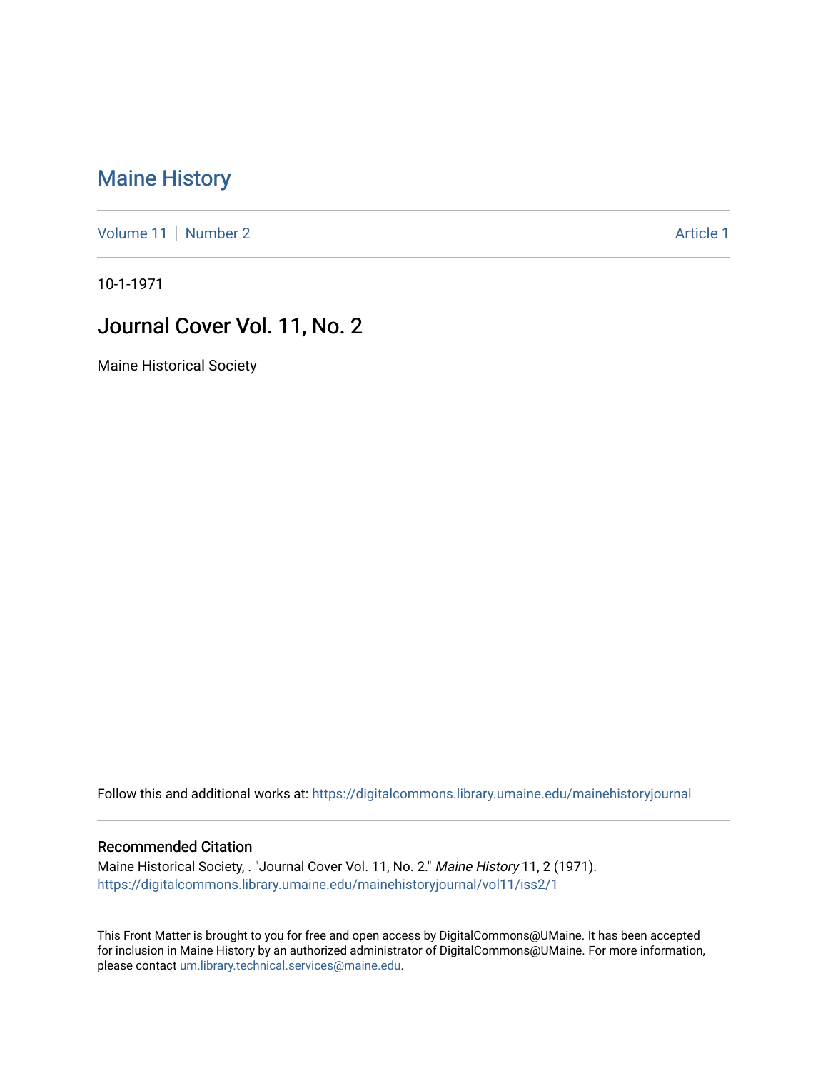# Maine History

Volume 11 | Number 2 Article 1

10-1-1971

## Journal Cover Vol. 11, No. 2

Maine Historical Society

Follow this and additional works at: https://digitalcommons.library.umaine.edu/mainehistoryjournal

### Recommended Citation

Maine Historical Society, . "Journal Cover Vol. 11, No. 2." *Maine History* 11, 2 (1971).
https://digitalcommons.library.umaine.edu/mainehistoryjournal/vol11/iss2/1

This Front Matter is brought to you for free and open access by DigitalCommons@UMaine. It has been accepted for inclusion in Maine History by an authorized administrator of DigitalCommons@UMaine. For more information, please contact um.library.technical.services@maine.edu.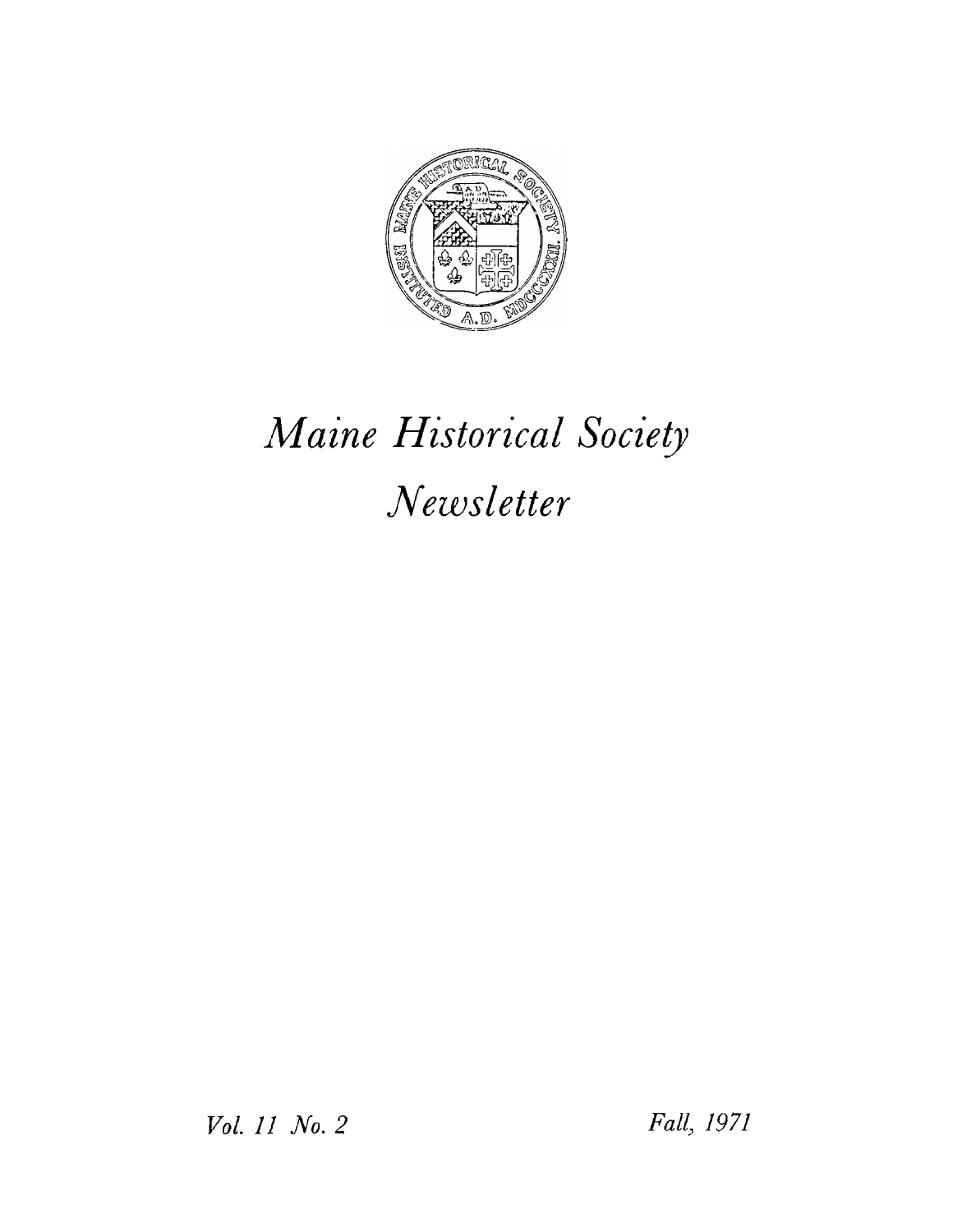# *Maine Historical Society Newsletter*

*Vol. 11 No. 2*

*Fall, 1971*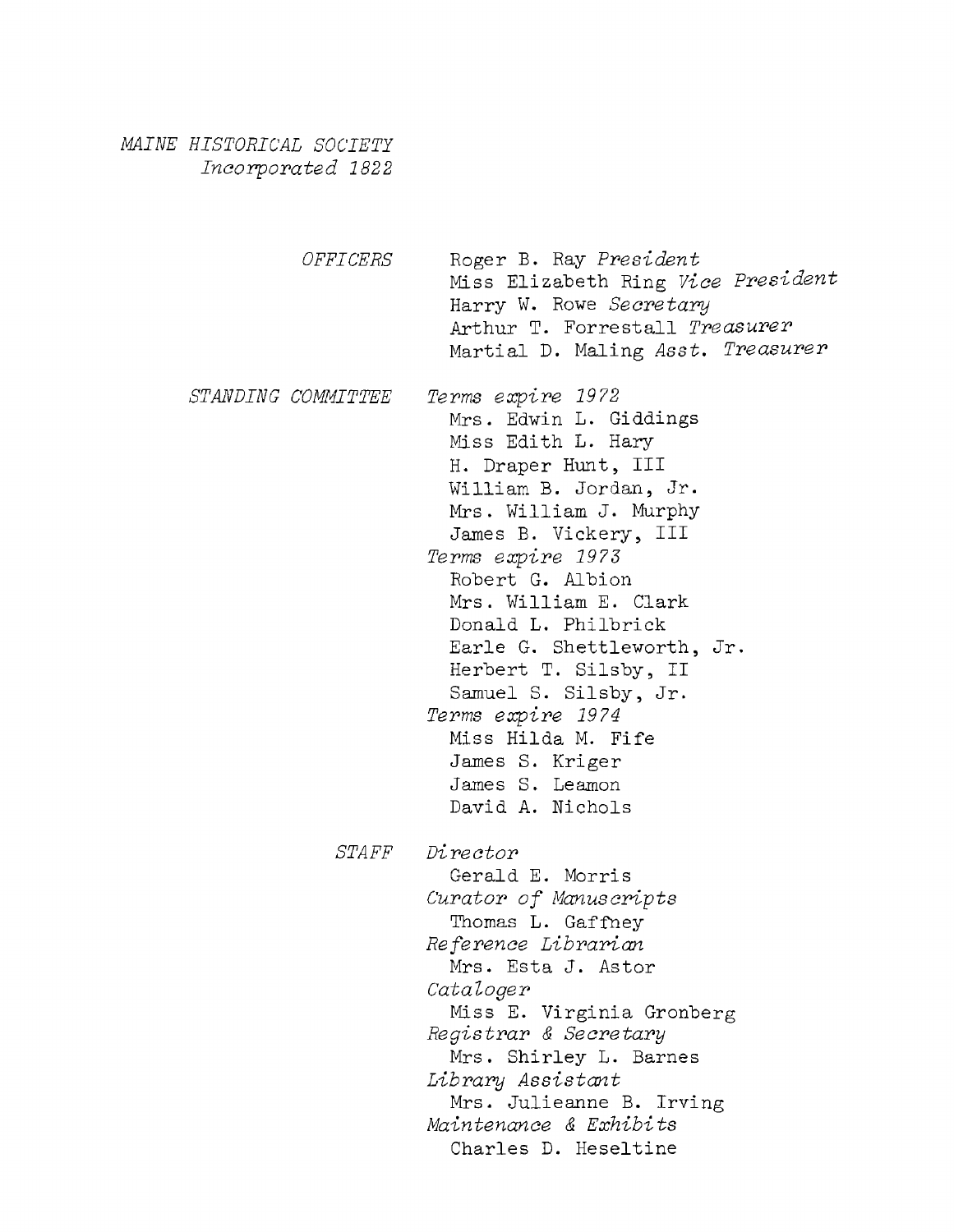*MAINE HISTORICAL SOCIETY*
*Incorporated 1822*

*OFFICERS*

Roger B. Ray *President*
Miss Elizabeth Ring *Vice President*
Harry W. Rowe *Secretary*
Arthur T. Forrestall *Treasurer*
Martial D. Maling *Asst. Treasurer*

*STANDING COMMITTEE*

*Terms expire 1972*
Mrs. Edwin L. Giddings
Miss Edith L. Hary
H. Draper Hunt, III
William B. Jordan, Jr.
Mrs. William J. Murphy
James B. Vickery, III

*Terms expire 1973*
Robert G. Albion
Mrs. William E. Clark
Donald L. Philbrick
Earle G. Shettleworth, Jr.
Herbert T. Silsby, II
Samuel S. Silsby, Jr.

*Terms expire 1974*
Miss Hilda M. Fife
James S. Kriger
James S. Leamon
David A. Nichols

*STAFF*

*Director*
Gerald E. Morris

*Curator of Manuscripts*
Thomas L. Gaffney

*Reference Librarian*
Mrs. Esta J. Astor

*Cataloger*
Miss E. Virginia Gronberg

*Registrar & Secretary*
Mrs. Shirley L. Barnes

*Library Assistant*
Mrs. Julieanne B. Irving

*Maintenance & Exhibits*
Charles D. Heseltine